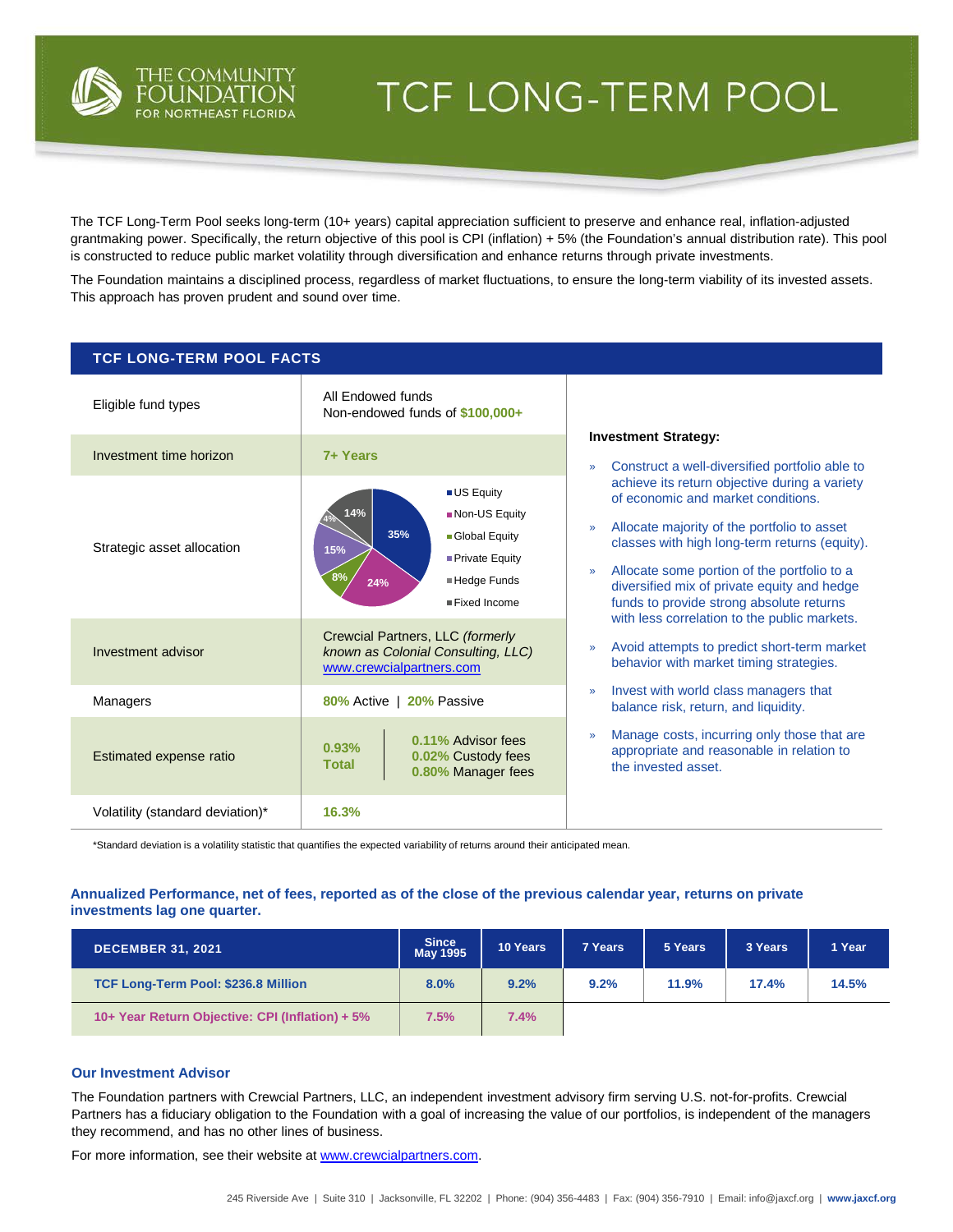# THE COMMUNITY FOUNDATION FOR NORTHEAST FLORIDA

# TCF LONG-TERM POOL

The TCF Long-Term Pool seeks long-term (10+ years) capital appreciation sufficient to preserve and enhance real, inflation-adjusted grantmaking power. Specifically, the return objective of this pool is CPI (inflation) + 5% (the Foundation's annual distribution rate). This pool is constructed to reduce public market volatility through diversification and enhance returns through private investments.

The Foundation maintains a disciplined process, regardless of market fluctuations, to ensure the long-term viability of its invested assets. This approach has proven prudent and sound over time.

## TCF LONG-TERM POOL FACTS

| | |
|---|---|
| Eligible fund types | All Endowed funds<br>Non-endowed funds of **$100,000+** |
| Investment time horizon | **7+ Years** |
| Strategic asset allocation | 35% US Equity; 24% Non-US Equity; 8% Global Equity; 15% Private Equity; 4% Hedge Funds; 14% Fixed Income |
| Investment advisor | Crewcial Partners, LLC *(formerly known as Colonial Consulting, LLC)*<br>www.crewcialpartners.com |
| Managers | **80%** Active \| **20%** Passive |
| Estimated expense ratio | **0.93% Total** — **0.11%** Advisor fees, **0.02%** Custody fees, **0.80%** Manager fees |
| Volatility (standard deviation)* | **16.3%** |

**Investment Strategy:**

- Construct a well-diversified portfolio able to achieve its return objective during a variety of economic and market conditions.
- Allocate majority of the portfolio to asset classes with high long-term returns (equity).
- Allocate some portion of the portfolio to a diversified mix of private equity and hedge funds to provide strong absolute returns with less correlation to the public markets.
- Avoid attempts to predict short-term market behavior with market timing strategies.
- Invest with world class managers that balance risk, return, and liquidity.
- Manage costs, incurring only those that are appropriate and reasonable in relation to the invested asset.

*Standard deviation is a volatility statistic that quantifies the expected variability of returns around their anticipated mean.

### Annualized Performance, net of fees, reported as of the close of the previous calendar year, returns on private investments lag one quarter.

| DECEMBER 31, 2021 | Since May 1995 | 10 Years | 7 Years | 5 Years | 3 Years | 1 Year |
|---|---|---|---|---|---|---|
| TCF Long-Term Pool: $236.8 Million | 8.0% | 9.2% | 9.2% | 11.9% | 17.4% | 14.5% |
| 10+ Year Return Objective: CPI (Inflation) + 5% | 7.5% | 7.4% | | | | |

### Our Investment Advisor

The Foundation partners with Crewcial Partners, LLC, an independent investment advisory firm serving U.S. not-for-profits. Crewcial Partners has a fiduciary obligation to the Foundation with a goal of increasing the value of our portfolios, is independent of the managers they recommend, and has no other lines of business.

For more information, see their website at www.crewcialpartners.com.

245 Riverside Ave | Suite 310 | Jacksonville, FL 32202 | Phone: (904) 356-4483 | Fax: (904) 356-7910 | Email: info@jaxcf.org | **www.jaxcf.org**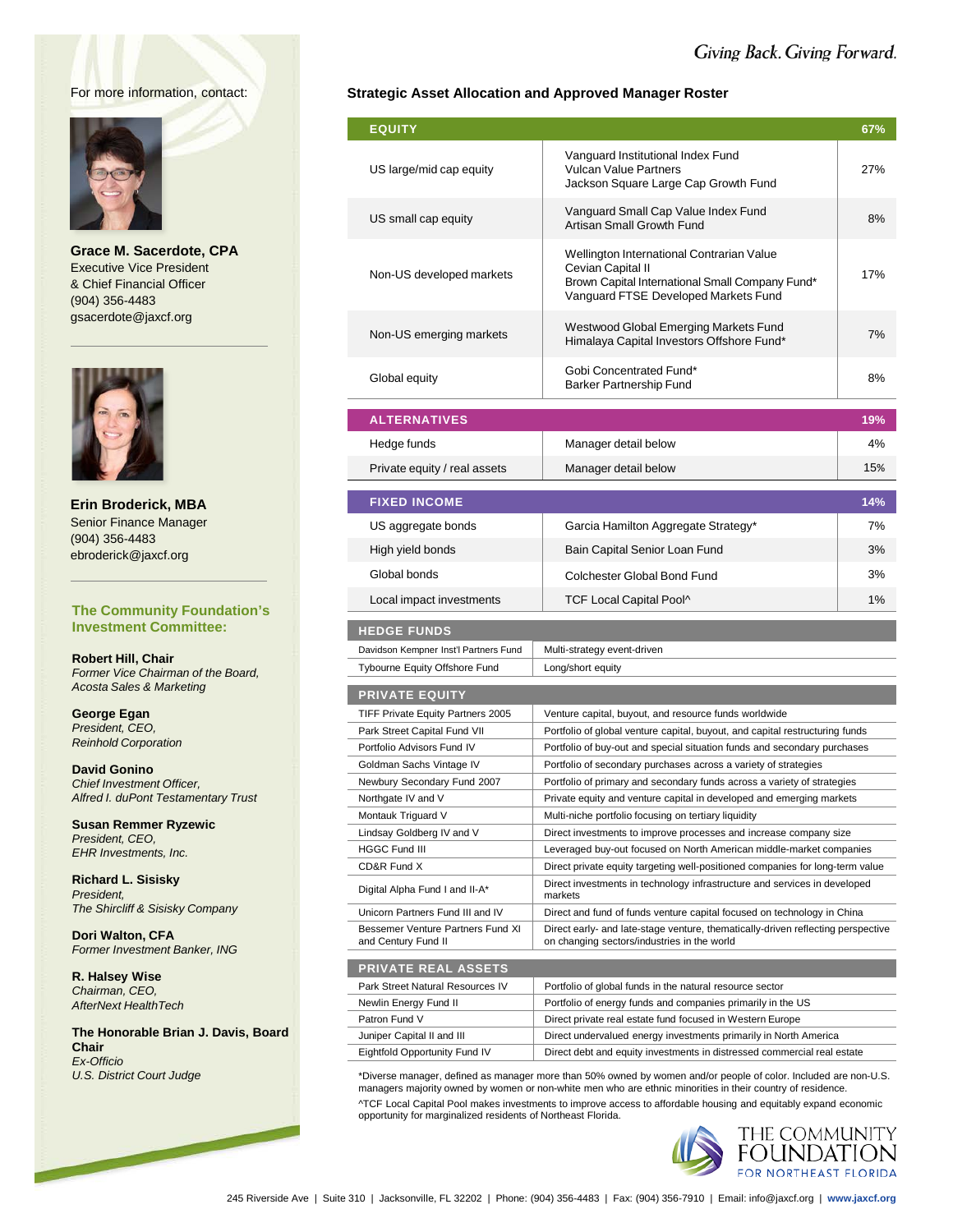Giving Back. Giving Forward.

For more information, contact:

**Grace M. Sacerdote, CPA**
Executive Vice President
& Chief Financial Officer
(904) 356-4483
gsacerdote@jaxcf.org

**Erin Broderick, MBA**
Senior Finance Manager
(904) 356-4483
ebroderick@jaxcf.org

### The Community Foundation's Investment Committee:

**Robert Hill, Chair**
*Former Vice Chairman of the Board, Acosta Sales & Marketing*

**George Egan**
*President, CEO, Reinhold Corporation*

**David Gonino**
*Chief Investment Officer, Alfred I. duPont Testamentary Trust*

**Susan Remmer Ryzewic**
*President, CEO, EHR Investments, Inc.*

**Richard L. Sisisky**
*President, The Shircliff & Sisisky Company*

**Dori Walton, CFA**
*Former Investment Banker, ING*

**R. Halsey Wise**
*Chairman, CEO, AfterNext HealthTech*

**The Honorable Brian J. Davis, Board Chair**
*Ex-Officio*
*U.S. District Court Judge*

## Strategic Asset Allocation and Approved Manager Roster

| EQUITY | | 67% |
|---|---|---|
| US large/mid cap equity | Vanguard Institutional Index Fund<br>Vulcan Value Partners<br>Jackson Square Large Cap Growth Fund | 27% |
| US small cap equity | Vanguard Small Cap Value Index Fund<br>Artisan Small Growth Fund | 8% |
| Non-US developed markets | Wellington International Contrarian Value<br>Cevian Capital II<br>Brown Capital International Small Company Fund*<br>Vanguard FTSE Developed Markets Fund | 17% |
| Non-US emerging markets | Westwood Global Emerging Markets Fund<br>Himalaya Capital Investors Offshore Fund* | 7% |
| Global equity | Gobi Concentrated Fund*<br>Barker Partnership Fund | 8% |

| ALTERNATIVES | | 19% |
|---|---|---|
| Hedge funds | Manager detail below | 4% |
| Private equity / real assets | Manager detail below | 15% |

| FIXED INCOME | | 14% |
|---|---|---|
| US aggregate bonds | Garcia Hamilton Aggregate Strategy* | 7% |
| High yield bonds | Bain Capital Senior Loan Fund | 3% |
| Global bonds | Colchester Global Bond Fund | 3% |
| Local impact investments | TCF Local Capital Pool^ | 1% |

| HEDGE FUNDS | |
|---|---|
| Davidson Kempner Inst'l Partners Fund | Multi-strategy event-driven |
| Tybourne Equity Offshore Fund | Long/short equity |

| PRIVATE EQUITY | |
|---|---|
| TIFF Private Equity Partners 2005 | Venture capital, buyout, and resource funds worldwide |
| Park Street Capital Fund VII | Portfolio of global venture capital, buyout, and capital restructuring funds |
| Portfolio Advisors Fund IV | Portfolio of buy-out and special situation funds and secondary purchases |
| Goldman Sachs Vintage IV | Portfolio of secondary purchases across a variety of strategies |
| Newbury Secondary Fund 2007 | Portfolio of primary and secondary funds across a variety of strategies |
| Northgate IV and V | Private equity and venture capital in developed and emerging markets |
| Montauk Triguard V | Multi-niche portfolio focusing on tertiary liquidity |
| Lindsay Goldberg IV and V | Direct investments to improve processes and increase company size |
| HGGC Fund III | Leveraged buy-out focused on North American middle-market companies |
| CD&R Fund X | Direct private equity targeting well-positioned companies for long-term value |
| Digital Alpha Fund I and II-A* | Direct investments in technology infrastructure and services in developed markets |
| Unicorn Partners Fund III and IV | Direct and fund of funds venture capital focused on technology in China |
| Bessemer Venture Partners Fund XI and Century Fund II | Direct early- and late-stage venture, thematically-driven reflecting perspective on changing sectors/industries in the world |

| PRIVATE REAL ASSETS | |
|---|---|
| Park Street Natural Resources IV | Portfolio of global funds in the natural resource sector |
| Newlin Energy Fund II | Portfolio of energy funds and companies primarily in the US |
| Patron Fund V | Direct private real estate fund focused in Western Europe |
| Juniper Capital II and III | Direct undervalued energy investments primarily in North America |
| Eightfold Opportunity Fund IV | Direct debt and equity investments in distressed commercial real estate |

*Diverse manager, defined as manager more than 50% owned by women and/or people of color. Included are non-U.S. managers majority owned by women or non-white men who are ethnic minorities in their country of residence.

^TCF Local Capital Pool makes investments to improve access to affordable housing and equitably expand economic opportunity for marginalized residents of Northeast Florida.

THE COMMUNITY FOUNDATION FOR NORTHEAST FLORIDA

245 Riverside Ave | Suite 310 | Jacksonville, FL 32202 | Phone: (904) 356-4483 | Fax: (904) 356-7910 | Email: info@jaxcf.org | www.jaxcf.org